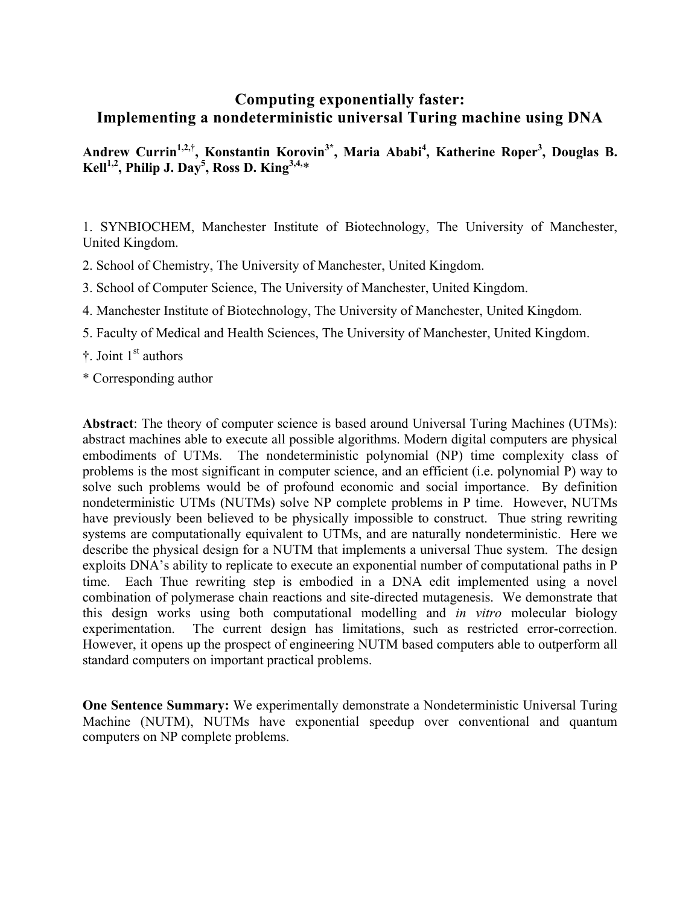# Computing exponentially faster: Implementing a nondeterministic universal Turing machine using DNA

**Andrew Currin[1,2,†], Konstantin Korovin[3*], Maria Ababi[4], Katherine Roper[3], Douglas B. Kell[1,2], Philip J. Day[5], Ross D. King[3,4,*]**

1. SYNBIOCHEM, Manchester Institute of Biotechnology, The University of Manchester, United Kingdom.
2. School of Chemistry, The University of Manchester, United Kingdom.
3. School of Computer Science, The University of Manchester, United Kingdom.
4. Manchester Institute of Biotechnology, The University of Manchester, United Kingdom.
5. Faculty of Medical and Health Sciences, The University of Manchester, United Kingdom.

†. Joint 1[st] authors

\* Corresponding author

**Abstract**: The theory of computer science is based around Universal Turing Machines (UTMs): abstract machines able to execute all possible algorithms. Modern digital computers are physical embodiments of UTMs. The nondeterministic polynomial (NP) time complexity class of problems is the most significant in computer science, and an efficient (i.e. polynomial P) way to solve such problems would be of profound economic and social importance. By definition nondeterministic UTMs (NUTMs) solve NP complete problems in P time. However, NUTMs have previously been believed to be physically impossible to construct. Thue string rewriting systems are computationally equivalent to UTMs, and are naturally nondeterministic. Here we describe the physical design for a NUTM that implements a universal Thue system. The design exploits DNA's ability to replicate to execute an exponential number of computational paths in P time. Each Thue rewriting step is embodied in a DNA edit implemented using a novel combination of polymerase chain reactions and site-directed mutagenesis. We demonstrate that this design works using both computational modelling and *in vitro* molecular biology experimentation. The current design has limitations, such as restricted error-correction. However, it opens up the prospect of engineering NUTM based computers able to outperform all standard computers on important practical problems.

**One Sentence Summary:** We experimentally demonstrate a Nondeterministic Universal Turing Machine (NUTM), NUTMs have exponential speedup over conventional and quantum computers on NP complete problems.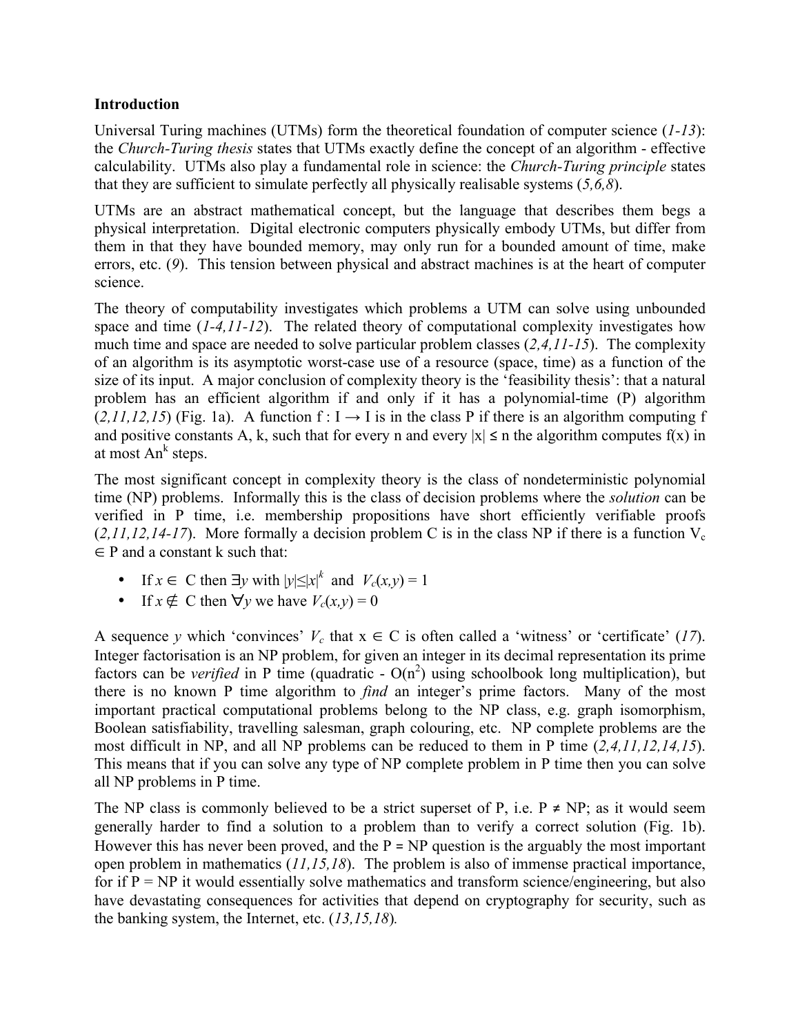**Introduction**

Universal Turing machines (UTMs) form the theoretical foundation of computer science (*1-13*): the *Church-Turing thesis* states that UTMs exactly define the concept of an algorithm - effective calculability. UTMs also play a fundamental role in science: the *Church-Turing principle* states that they are sufficient to simulate perfectly all physically realisable systems (*5,6,8*).

UTMs are an abstract mathematical concept, but the language that describes them begs a physical interpretation. Digital electronic computers physically embody UTMs, but differ from them in that they have bounded memory, may only run for a bounded amount of time, make errors, etc. (*9*). This tension between physical and abstract machines is at the heart of computer science.

The theory of computability investigates which problems a UTM can solve using unbounded space and time (*1-4,11-12*). The related theory of computational complexity investigates how much time and space are needed to solve particular problem classes (*2,4,11-15*). The complexity of an algorithm is its asymptotic worst-case use of a resource (space, time) as a function of the size of its input. A major conclusion of complexity theory is the 'feasibility thesis': that a natural problem has an efficient algorithm if and only if it has a polynomial-time (P) algorithm (*2,11,12,15*) (Fig. 1a). A function $f : I \rightarrow I$ is in the class P if there is an algorithm computing f and positive constants A, k, such that for every n and every $|x| \leq n$ the algorithm computes f(x) in at most $An^k$ steps.

The most significant concept in complexity theory is the class of nondeterministic polynomial time (NP) problems. Informally this is the class of decision problems where the *solution* can be verified in P time, i.e. membership propositions have short efficiently verifiable proofs (*2,11,12,14-17*). More formally a decision problem C is in the class NP if there is a function $V_c \in$ P and a constant k such that:

- If $x \in$ C then $\exists y$ with $|y| \leq |x|^k$ and $V_c(x,y) = 1$
- If $x \notin$ C then $\forall y$ we have $V_c(x,y) = 0$

A sequence *y* which 'convinces' $V_c$ that $x \in$ C is often called a 'witness' or 'certificate' (*17*). Integer factorisation is an NP problem, for given an integer in its decimal representation its prime factors can be *verified* in P time (quadratic - $O(n^2)$ using schoolbook long multiplication), but there is no known P time algorithm to *find* an integer's prime factors. Many of the most important practical computational problems belong to the NP class, e.g. graph isomorphism, Boolean satisfiability, travelling salesman, graph colouring, etc. NP complete problems are the most difficult in NP, and all NP problems can be reduced to them in P time (*2,4,11,12,14,15*). This means that if you can solve any type of NP complete problem in P time then you can solve all NP problems in P time.

The NP class is commonly believed to be a strict superset of P, i.e. P ≠ NP; as it would seem generally harder to find a solution to a problem than to verify a correct solution (Fig. 1b). However this has never been proved, and the P = NP question is the arguably the most important open problem in mathematics (*11,15,18*). The problem is also of immense practical importance, for if P = NP it would essentially solve mathematics and transform science/engineering, but also have devastating consequences for activities that depend on cryptography for security, such as the banking system, the Internet, etc. (*13,15,18*).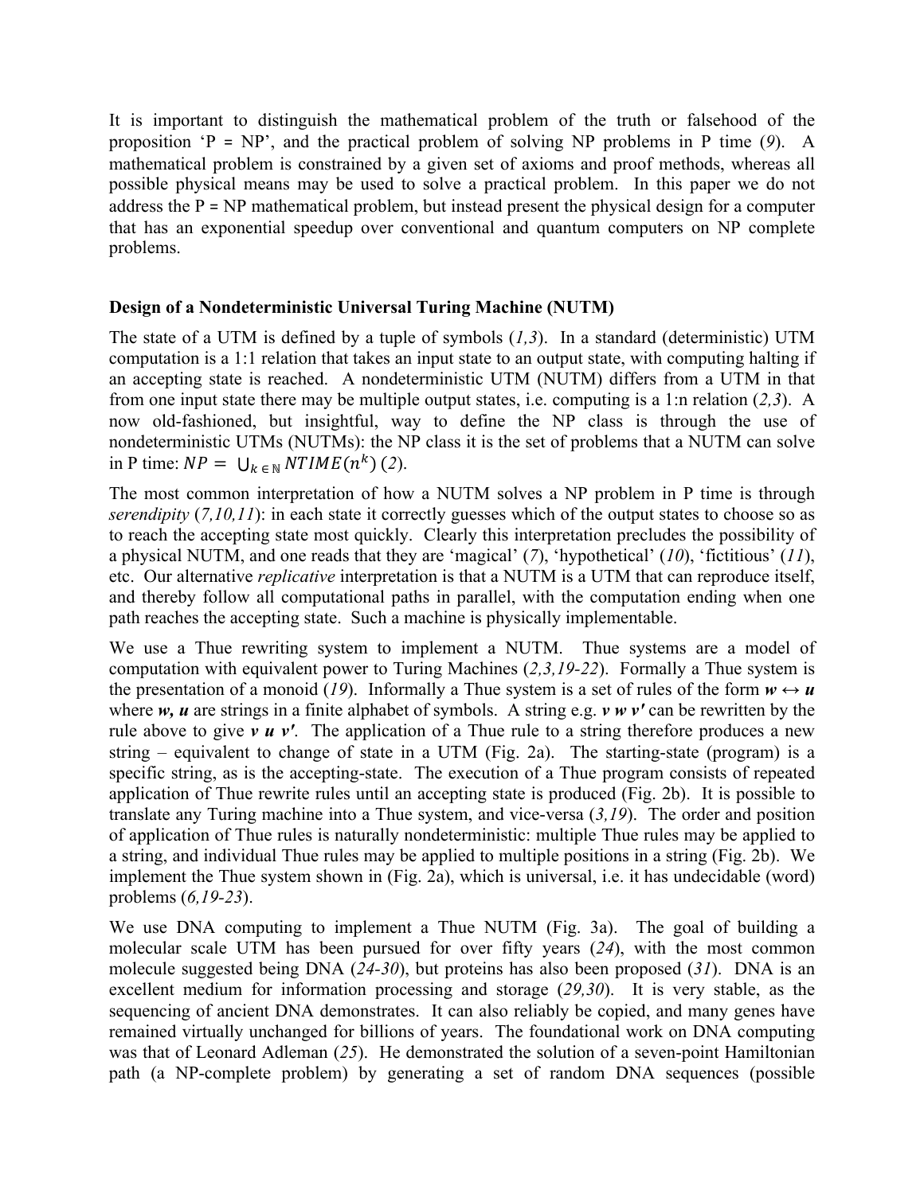It is important to distinguish the mathematical problem of the truth or falsehood of the proposition ‘P = NP’, and the practical problem of solving NP problems in P time (*9*). A mathematical problem is constrained by a given set of axioms and proof methods, whereas all possible physical means may be used to solve a practical problem. In this paper we do not address the P = NP mathematical problem, but instead present the physical design for a computer that has an exponential speedup over conventional and quantum computers on NP complete problems.

**Design of a Nondeterministic Universal Turing Machine (NUTM)**

The state of a UTM is defined by a tuple of symbols (*1,3*). In a standard (deterministic) UTM computation is a 1:1 relation that takes an input state to an output state, with computing halting if an accepting state is reached. A nondeterministic UTM (NUTM) differs from a UTM in that from one input state there may be multiple output states, i.e. computing is a 1:n relation (*2,3*). A now old-fashioned, but insightful, way to define the NP class is through the use of nondeterministic UTMs (NUTMs): the NP class it is the set of problems that a NUTM can solve in P time: $NP = \bigcup_{k \in \mathbb{N}} NTIME(n^k)$ (*2*).

The most common interpretation of how a NUTM solves a NP problem in P time is through *serendipity* (*7,10,11*): in each state it correctly guesses which of the output states to choose so as to reach the accepting state most quickly. Clearly this interpretation precludes the possibility of a physical NUTM, and one reads that they are ‘magical’ (*7*), ‘hypothetical’ (*10*), ‘fictitious’ (*11*), etc. Our alternative *replicative* interpretation is that a NUTM is a UTM that can reproduce itself, and thereby follow all computational paths in parallel, with the computation ending when one path reaches the accepting state. Such a machine is physically implementable.

We use a Thue rewriting system to implement a NUTM. Thue systems are a model of computation with equivalent power to Turing Machines (*2,3,19-22*). Formally a Thue system is the presentation of a monoid (*19*). Informally a Thue system is a set of rules of the form $\boldsymbol{w} \leftrightarrow \boldsymbol{u}$ where $\boldsymbol{w}, \boldsymbol{u}$ are strings in a finite alphabet of symbols. A string e.g. $\boldsymbol{v\, w\, v'}$ can be rewritten by the rule above to give $\boldsymbol{v\, u\, v'}$. The application of a Thue rule to a string therefore produces a new string – equivalent to change of state in a UTM (Fig. 2a). The starting-state (program) is a specific string, as is the accepting-state. The execution of a Thue program consists of repeated application of Thue rewrite rules until an accepting state is produced (Fig. 2b). It is possible to translate any Turing machine into a Thue system, and vice-versa (*3,19*). The order and position of application of Thue rules is naturally nondeterministic: multiple Thue rules may be applied to a string, and individual Thue rules may be applied to multiple positions in a string (Fig. 2b). We implement the Thue system shown in (Fig. 2a), which is universal, i.e. it has undecidable (word) problems (*6,19-23*).

We use DNA computing to implement a Thue NUTM (Fig. 3a). The goal of building a molecular scale UTM has been pursued for over fifty years (*24*), with the most common molecule suggested being DNA (*24-30*), but proteins has also been proposed (*31*). DNA is an excellent medium for information processing and storage (*29,30*). It is very stable, as the sequencing of ancient DNA demonstrates. It can also reliably be copied, and many genes have remained virtually unchanged for billions of years. The foundational work on DNA computing was that of Leonard Adleman (*25*). He demonstrated the solution of a seven-point Hamiltonian path (a NP-complete problem) by generating a set of random DNA sequences (possible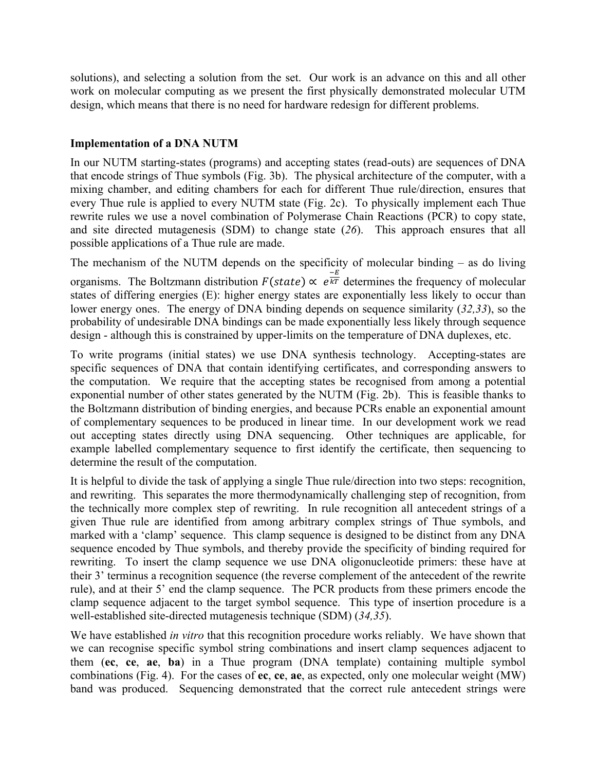solutions), and selecting a solution from the set. Our work is an advance on this and all other work on molecular computing as we present the first physically demonstrated molecular UTM design, which means that there is no need for hardware redesign for different problems.

**Implementation of a DNA NUTM**

In our NUTM starting-states (programs) and accepting states (read-outs) are sequences of DNA that encode strings of Thue symbols (Fig. 3b). The physical architecture of the computer, with a mixing chamber, and editing chambers for each for different Thue rule/direction, ensures that every Thue rule is applied to every NUTM state (Fig. 2c). To physically implement each Thue rewrite rules we use a novel combination of Polymerase Chain Reactions (PCR) to copy state, and site directed mutagenesis (SDM) to change state (*26*). This approach ensures that all possible applications of a Thue rule are made.

The mechanism of the NUTM depends on the specificity of molecular binding – as do living organisms. The Boltzmann distribution $F(state) \propto e^{\frac{-E}{kT}}$ determines the frequency of molecular states of differing energies (E): higher energy states are exponentially less likely to occur than lower energy ones. The energy of DNA binding depends on sequence similarity (*32,33*), so the probability of undesirable DNA bindings can be made exponentially less likely through sequence design - although this is constrained by upper-limits on the temperature of DNA duplexes, etc.

To write programs (initial states) we use DNA synthesis technology. Accepting-states are specific sequences of DNA that contain identifying certificates, and corresponding answers to the computation. We require that the accepting states be recognised from among a potential exponential number of other states generated by the NUTM (Fig. 2b). This is feasible thanks to the Boltzmann distribution of binding energies, and because PCRs enable an exponential amount of complementary sequences to be produced in linear time. In our development work we read out accepting states directly using DNA sequencing. Other techniques are applicable, for example labelled complementary sequence to first identify the certificate, then sequencing to determine the result of the computation.

It is helpful to divide the task of applying a single Thue rule/direction into two steps: recognition, and rewriting. This separates the more thermodynamically challenging step of recognition, from the technically more complex step of rewriting. In rule recognition all antecedent strings of a given Thue rule are identified from among arbitrary complex strings of Thue symbols, and marked with a 'clamp' sequence. This clamp sequence is designed to be distinct from any DNA sequence encoded by Thue symbols, and thereby provide the specificity of binding required for rewriting. To insert the clamp sequence we use DNA oligonucleotide primers: these have at their 3' terminus a recognition sequence (the reverse complement of the antecedent of the rewrite rule), and at their 5' end the clamp sequence. The PCR products from these primers encode the clamp sequence adjacent to the target symbol sequence. This type of insertion procedure is a well-established site-directed mutagenesis technique (SDM) (*34,35*).

We have established *in vitro* that this recognition procedure works reliably. We have shown that we can recognise specific symbol string combinations and insert clamp sequences adjacent to them (**ec**, **ce**, **ae**, **ba**) in a Thue program (DNA template) containing multiple symbol combinations (Fig. 4). For the cases of **ec**, **ce**, **ae**, as expected, only one molecular weight (MW) band was produced. Sequencing demonstrated that the correct rule antecedent strings were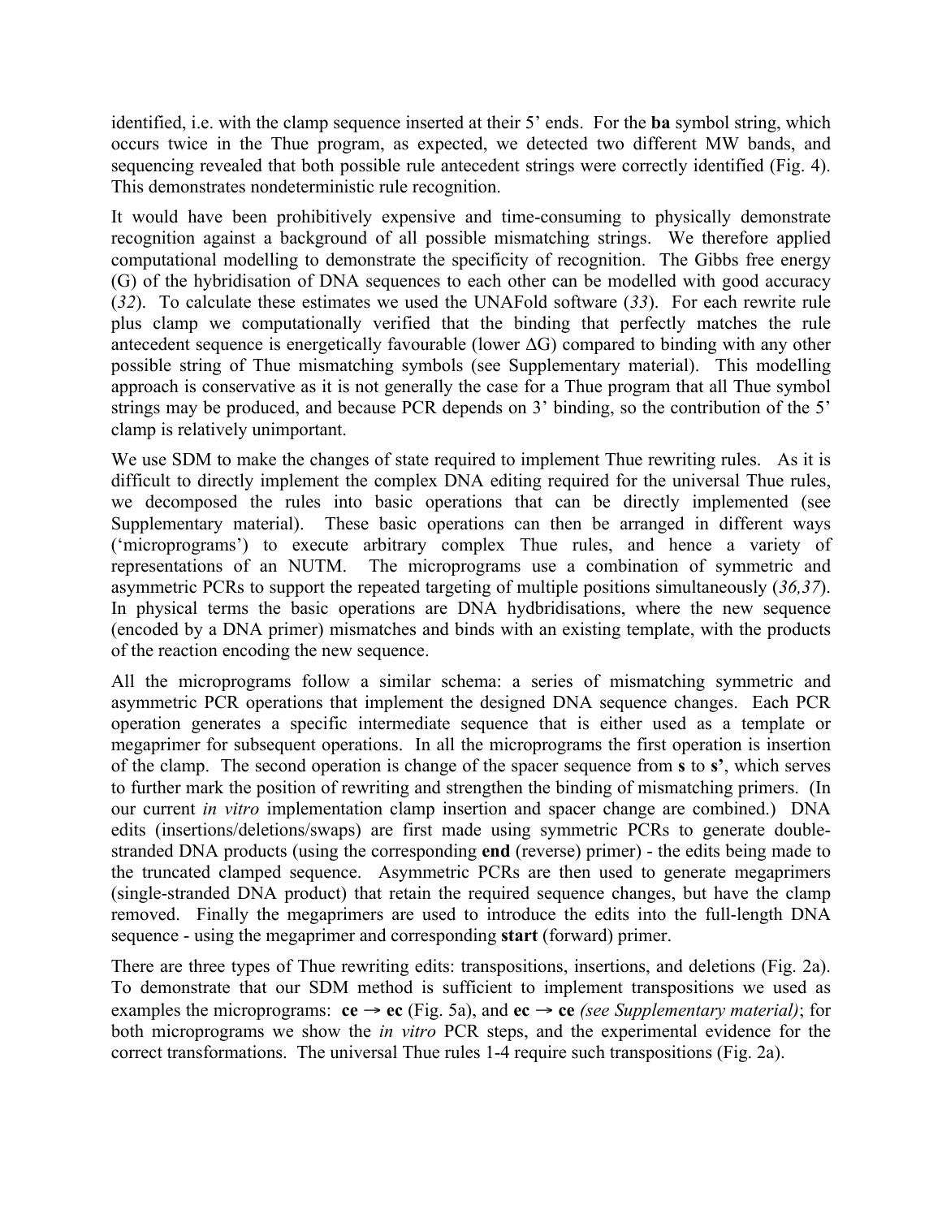identified, i.e. with the clamp sequence inserted at their 5' ends. For the **ba** symbol string, which occurs twice in the Thue program, as expected, we detected two different MW bands, and sequencing revealed that both possible rule antecedent strings were correctly identified (Fig. 4). This demonstrates nondeterministic rule recognition.

It would have been prohibitively expensive and time-consuming to physically demonstrate recognition against a background of all possible mismatching strings. We therefore applied computational modelling to demonstrate the specificity of recognition. The Gibbs free energy (G) of the hybridisation of DNA sequences to each other can be modelled with good accuracy (*32*). To calculate these estimates we used the UNAFold software (*33*). For each rewrite rule plus clamp we computationally verified that the binding that perfectly matches the rule antecedent sequence is energetically favourable (lower $\Delta G$) compared to binding with any other possible string of Thue mismatching symbols (see Supplementary material). This modelling approach is conservative as it is not generally the case for a Thue program that all Thue symbol strings may be produced, and because PCR depends on 3' binding, so the contribution of the 5' clamp is relatively unimportant.

We use SDM to make the changes of state required to implement Thue rewriting rules. As it is difficult to directly implement the complex DNA editing required for the universal Thue rules, we decomposed the rules into basic operations that can be directly implemented (see Supplementary material). These basic operations can then be arranged in different ways ('microprograms') to execute arbitrary complex Thue rules, and hence a variety of representations of an NUTM. The microprograms use a combination of symmetric and asymmetric PCRs to support the repeated targeting of multiple positions simultaneously (*36,37*). In physical terms the basic operations are DNA hydbridisations, where the new sequence (encoded by a DNA primer) mismatches and binds with an existing template, with the products of the reaction encoding the new sequence.

All the microprograms follow a similar schema: a series of mismatching symmetric and asymmetric PCR operations that implement the designed DNA sequence changes. Each PCR operation generates a specific intermediate sequence that is either used as a template or megaprimer for subsequent operations. In all the microprograms the first operation is insertion of the clamp. The second operation is change of the spacer sequence from **s** to **s'**, which serves to further mark the position of rewriting and strengthen the binding of mismatching primers. (In our current *in vitro* implementation clamp insertion and spacer change are combined.) DNA edits (insertions/deletions/swaps) are first made using symmetric PCRs to generate double-stranded DNA products (using the corresponding **end** (reverse) primer) - the edits being made to the truncated clamped sequence. Asymmetric PCRs are then used to generate megaprimers (single-stranded DNA product) that retain the required sequence changes, but have the clamp removed. Finally the megaprimers are used to introduce the edits into the full-length DNA sequence - using the megaprimer and corresponding **start** (forward) primer.

There are three types of Thue rewriting edits: transpositions, insertions, and deletions (Fig. 2a). To demonstrate that our SDM method is sufficient to implement transpositions we used as examples the microprograms: **ce** → **ec** (Fig. 5a), and **ec** → **ce** *(see Supplementary material)*; for both microprograms we show the *in vitro* PCR steps, and the experimental evidence for the correct transformations. The universal Thue rules 1-4 require such transpositions (Fig. 2a).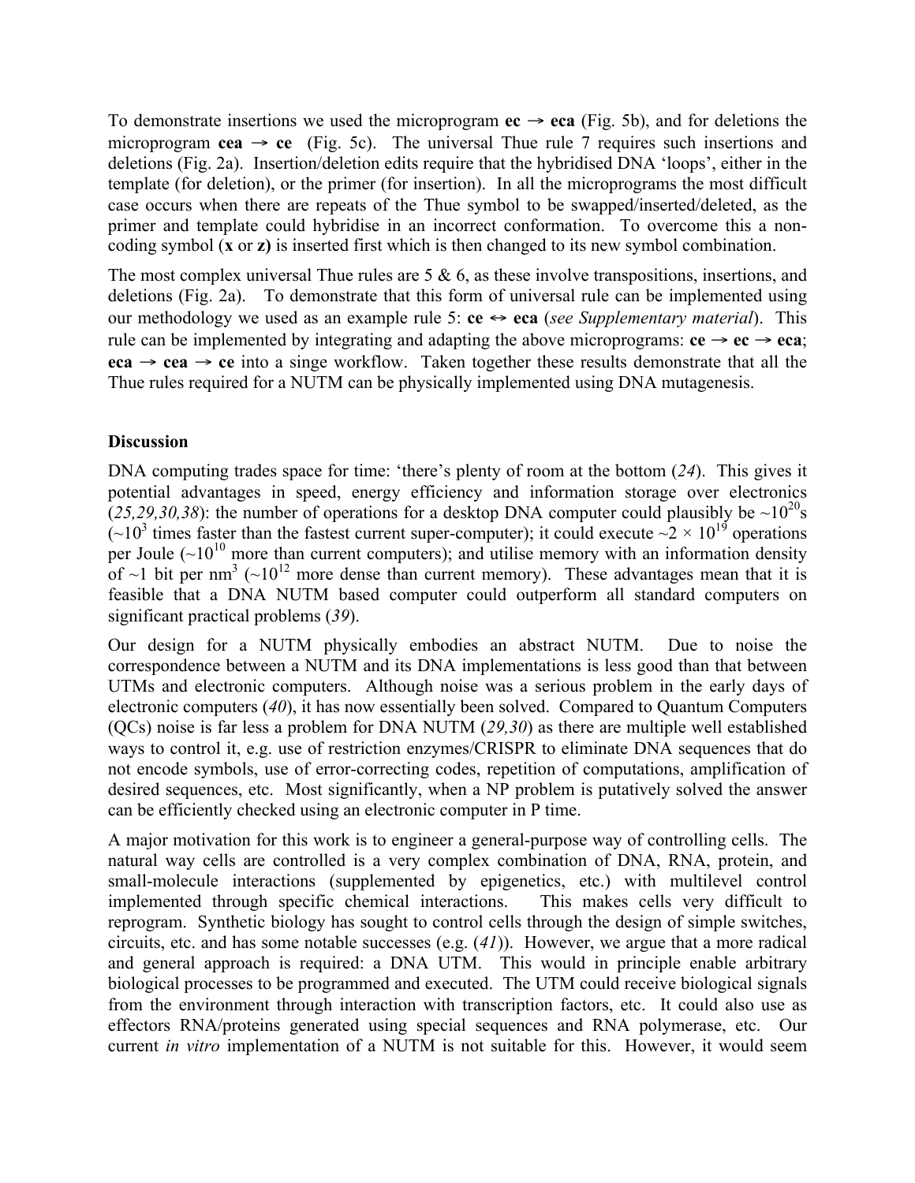To demonstrate insertions we used the microprogram **ec** → **eca** (Fig. 5b), and for deletions the microprogram **cea** → **ce** (Fig. 5c). The universal Thue rule 7 requires such insertions and deletions (Fig. 2a). Insertion/deletion edits require that the hybridised DNA 'loops', either in the template (for deletion), or the primer (for insertion). In all the microprograms the most difficult case occurs when there are repeats of the Thue symbol to be swapped/inserted/deleted, as the primer and template could hybridise in an incorrect conformation. To overcome this a non-coding symbol (**x** or **z)** is inserted first which is then changed to its new symbol combination.

The most complex universal Thue rules are 5 & 6, as these involve transpositions, insertions, and deletions (Fig. 2a). To demonstrate that this form of universal rule can be implemented using our methodology we used as an example rule 5: **ce** ↔ **eca** (*see Supplementary material*). This rule can be implemented by integrating and adapting the above microprograms: **ce** → **ec** → **eca**; **eca** → **cea** → **ce** into a singe workflow. Taken together these results demonstrate that all the Thue rules required for a NUTM can be physically implemented using DNA mutagenesis.

**Discussion**

DNA computing trades space for time: 'there's plenty of room at the bottom (*24*). This gives it potential advantages in speed, energy efficiency and information storage over electronics (*25,29,30,38*): the number of operations for a desktop DNA computer could plausibly be ~$10^{20}$s (~$10^3$ times faster than the fastest current super-computer); it could execute ~$2 \times 10^{19}$ operations per Joule (~$10^{10}$ more than current computers); and utilise memory with an information density of ~1 bit per nm$^3$ (~$10^{12}$ more dense than current memory). These advantages mean that it is feasible that a DNA NUTM based computer could outperform all standard computers on significant practical problems (*39*).

Our design for a NUTM physically embodies an abstract NUTM. Due to noise the correspondence between a NUTM and its DNA implementations is less good than that between UTMs and electronic computers. Although noise was a serious problem in the early days of electronic computers (*40*), it has now essentially been solved. Compared to Quantum Computers (QCs) noise is far less a problem for DNA NUTM (*29,30*) as there are multiple well established ways to control it, e.g. use of restriction enzymes/CRISPR to eliminate DNA sequences that do not encode symbols, use of error-correcting codes, repetition of computations, amplification of desired sequences, etc. Most significantly, when a NP problem is putatively solved the answer can be efficiently checked using an electronic computer in P time.

A major motivation for this work is to engineer a general-purpose way of controlling cells. The natural way cells are controlled is a very complex combination of DNA, RNA, protein, and small-molecule interactions (supplemented by epigenetics, etc.) with multilevel control implemented through specific chemical interactions. This makes cells very difficult to reprogram. Synthetic biology has sought to control cells through the design of simple switches, circuits, etc. and has some notable successes (e.g. (*41*)). However, we argue that a more radical and general approach is required: a DNA UTM. This would in principle enable arbitrary biological processes to be programmed and executed. The UTM could receive biological signals from the environment through interaction with transcription factors, etc. It could also use as effectors RNA/proteins generated using special sequences and RNA polymerase, etc. Our current *in vitro* implementation of a NUTM is not suitable for this. However, it would seem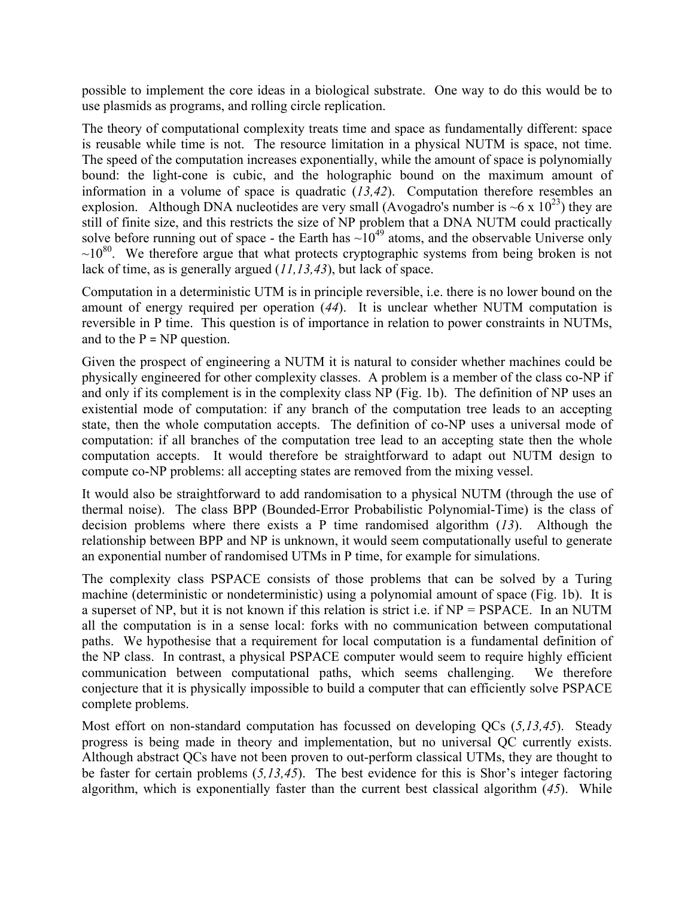possible to implement the core ideas in a biological substrate. One way to do this would be to use plasmids as programs, and rolling circle replication.

The theory of computational complexity treats time and space as fundamentally different: space is reusable while time is not. The resource limitation in a physical NUTM is space, not time. The speed of the computation increases exponentially, while the amount of space is polynomially bound: the light-cone is cubic, and the holographic bound on the maximum amount of information in a volume of space is quadratic (*13,42*). Computation therefore resembles an explosion. Although DNA nucleotides are very small (Avogadro's number is ~6 x $10^{23}$) they are still of finite size, and this restricts the size of NP problem that a DNA NUTM could practically solve before running out of space - the Earth has ~$10^{49}$ atoms, and the observable Universe only ~$10^{80}$. We therefore argue that what protects cryptographic systems from being broken is not lack of time, as is generally argued (*11,13,43*), but lack of space.

Computation in a deterministic UTM is in principle reversible, i.e. there is no lower bound on the amount of energy required per operation (*44*). It is unclear whether NUTM computation is reversible in P time. This question is of importance in relation to power constraints in NUTMs, and to the P = NP question.

Given the prospect of engineering a NUTM it is natural to consider whether machines could be physically engineered for other complexity classes. A problem is a member of the class co-NP if and only if its complement is in the complexity class NP (Fig. 1b). The definition of NP uses an existential mode of computation: if any branch of the computation tree leads to an accepting state, then the whole computation accepts. The definition of co-NP uses a universal mode of computation: if all branches of the computation tree lead to an accepting state then the whole computation accepts. It would therefore be straightforward to adapt out NUTM design to compute co-NP problems: all accepting states are removed from the mixing vessel.

It would also be straightforward to add randomisation to a physical NUTM (through the use of thermal noise). The class BPP (Bounded-Error Probabilistic Polynomial-Time) is the class of decision problems where there exists a P time randomised algorithm (*13*). Although the relationship between BPP and NP is unknown, it would seem computationally useful to generate an exponential number of randomised UTMs in P time, for example for simulations.

The complexity class PSPACE consists of those problems that can be solved by a Turing machine (deterministic or nondeterministic) using a polynomial amount of space (Fig. 1b). It is a superset of NP, but it is not known if this relation is strict i.e. if NP = PSPACE. In an NUTM all the computation is in a sense local: forks with no communication between computational paths. We hypothesise that a requirement for local computation is a fundamental definition of the NP class. In contrast, a physical PSPACE computer would seem to require highly efficient communication between computational paths, which seems challenging. We therefore conjecture that it is physically impossible to build a computer that can efficiently solve PSPACE complete problems.

Most effort on non-standard computation has focussed on developing QCs (*5,13,45*). Steady progress is being made in theory and implementation, but no universal QC currently exists. Although abstract QCs have not been proven to out-perform classical UTMs, they are thought to be faster for certain problems (*5,13,45*). The best evidence for this is Shor's integer factoring algorithm, which is exponentially faster than the current best classical algorithm (*45*). While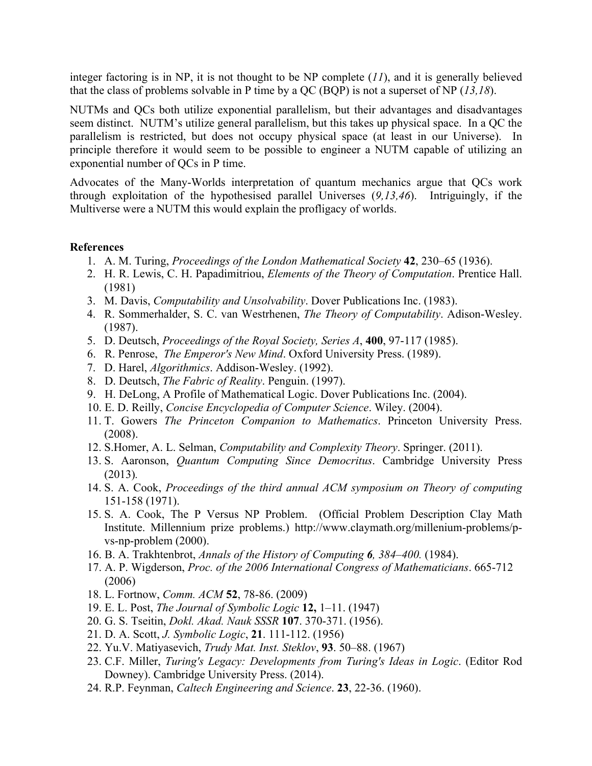integer factoring is in NP, it is not thought to be NP complete (*11*), and it is generally believed that the class of problems solvable in P time by a QC (BQP) is not a superset of NP (*13,18*).

NUTMs and QCs both utilize exponential parallelism, but their advantages and disadvantages seem distinct. NUTM's utilize general parallelism, but this takes up physical space. In a QC the parallelism is restricted, but does not occupy physical space (at least in our Universe). In principle therefore it would seem to be possible to engineer a NUTM capable of utilizing an exponential number of QCs in P time.

Advocates of the Many-Worlds interpretation of quantum mechanics argue that QCs work through exploitation of the hypothesised parallel Universes (*9,13,46*). Intriguingly, if the Multiverse were a NUTM this would explain the profligacy of worlds.

**References**

1. A. M. Turing, *Proceedings of the London Mathematical Society* **42**, 230–65 (1936).
2. H. R. Lewis, C. H. Papadimitriou, *Elements of the Theory of Computation*. Prentice Hall. (1981)
3. M. Davis, *Computability and Unsolvability*. Dover Publications Inc. (1983).
4. R. Sommerhalder, S. C. van Westrhenen, *The Theory of Computability*. Adison-Wesley. (1987).
5. D. Deutsch, *Proceedings of the Royal Society, Series A*, **400**, 97-117 (1985).
6. R. Penrose, *The Emperor's New Mind*. Oxford University Press. (1989).
7. D. Harel, *Algorithmics*. Addison-Wesley. (1992).
8. D. Deutsch, *The Fabric of Reality*. Penguin. (1997).
9. H. DeLong, A Profile of Mathematical Logic. Dover Publications Inc. (2004).
10. E. D. Reilly, *Concise Encyclopedia of Computer Science*. Wiley. (2004).
11. T. Gowers *The Princeton Companion to Mathematics*. Princeton University Press. (2008).
12. S.Homer, A. L. Selman, *Computability and Complexity Theory*. Springer. (2011).
13. S. Aaronson, *Quantum Computing Since Democritus*. Cambridge University Press (2013).
14. S. A. Cook, *Proceedings of the third annual ACM symposium on Theory of computing* 151-158 (1971).
15. S. A. Cook, The P Versus NP Problem. (Official Problem Description Clay Math Institute. Millennium prize problems.) http://www.claymath.org/millenium-problems/p-vs-np-problem (2000).
16. B. A. Trakhtenbrot, *Annals of the History of Computing* ***6**, 384–400.* (1984).
17. A. P. Wigderson, *Proc. of the 2006 International Congress of Mathematicians*. 665-712 (2006)
18. L. Fortnow, *Comm. ACM* **52**, 78-86. (2009)
19. E. L. Post, *The Journal of Symbolic Logic* **12,** 1–11. (1947)
20. G. S. Tseitin, *Dokl. Akad. Nauk SSSR* **107**. 370-371. (1956).
21. D. A. Scott, *J. Symbolic Logic*, **21**. 111-112. (1956)
22. Yu.V. Matiyasevich, *Trudy Mat. Inst. Steklov*, **93**. 50–88. (1967)
23. C.F. Miller, *Turing's Legacy: Developments from Turing's Ideas in Logic*. (Editor Rod Downey). Cambridge University Press. (2014).
24. R.P. Feynman, *Caltech Engineering and Science*. **23**, 22-36. (1960).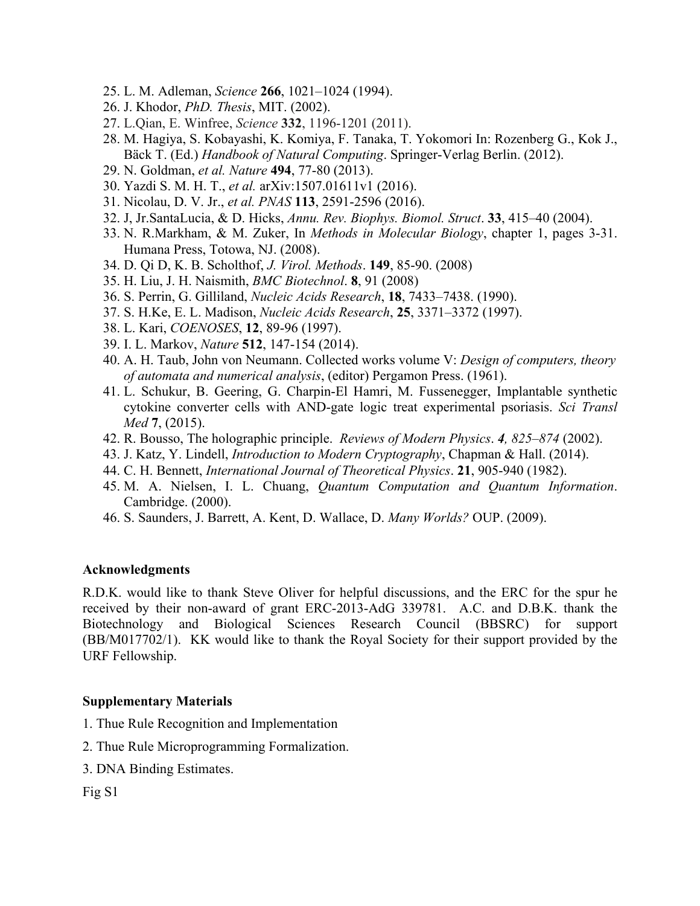25. L. M. Adleman, *Science* **266**, 1021–1024 (1994).
26. J. Khodor, *PhD. Thesis*, MIT. (2002).
27. L.Qian, E. Winfree, *Science* **332**, 1196-1201 (2011).
28. M. Hagiya, S. Kobayashi, K. Komiya, F. Tanaka, T. Yokomori In: Rozenberg G., Kok J., Bäck T. (Ed.) *Handbook of Natural Computing*. Springer-Verlag Berlin. (2012).
29. N. Goldman, *et al. Nature* **494**, 77-80 (2013).
30. Yazdi S. M. H. T., *et al.* arXiv:1507.01611v1 (2016).
31. Nicolau, D. V. Jr., *et al. PNAS* **113**, 2591-2596 (2016).
32. J, Jr.SantaLucia, & D. Hicks, *Annu. Rev. Biophys. Biomol. Struct*. **33**, 415–40 (2004).
33. N. R.Markham, & M. Zuker, In *Methods in Molecular Biology*, chapter 1, pages 3-31. Humana Press, Totowa, NJ. (2008).
34. D. Qi D, K. B. Scholthof, *J. Virol. Methods*. **149**, 85-90. (2008)
35. H. Liu, J. H. Naismith, *BMC Biotechnol*. **8**, 91 (2008)
36. S. Perrin, G. Gilliland, *Nucleic Acids Research*, **18**, 7433–7438. (1990).
37. S. H.Ke, E. L. Madison, *Nucleic Acids Research*, **25**, 3371–3372 (1997).
38. L. Kari, *COENOSES*, **12**, 89-96 (1997).
39. I. L. Markov, *Nature* **512**, 147-154 (2014).
40. A. H. Taub, John von Neumann. Collected works volume V: *Design of computers, theory of automata and numerical analysis*, (editor) Pergamon Press. (1961).
41. L. Schukur, B. Geering, G. Charpin-El Hamri, M. Fussenegger, Implantable synthetic cytokine converter cells with AND-gate logic treat experimental psoriasis. *Sci Transl Med* **7**, (2015).
42. R. Bousso, The holographic principle. *Reviews of Modern Physics*. ***4**, 825–874* (2002).
43. J. Katz, Y. Lindell, *Introduction to Modern Cryptography*, Chapman & Hall. (2014).
44. C. H. Bennett, *International Journal of Theoretical Physics*. **21**, 905-940 (1982).
45. M. A. Nielsen, I. L. Chuang, *Quantum Computation and Quantum Information*. Cambridge. (2000).
46. S. Saunders, J. Barrett, A. Kent, D. Wallace, D. *Many Worlds?* OUP. (2009).

**Acknowledgments**

R.D.K. would like to thank Steve Oliver for helpful discussions, and the ERC for the spur he received by their non-award of grant ERC-2013-AdG 339781. A.C. and D.B.K. thank the Biotechnology and Biological Sciences Research Council (BBSRC) for support (BB/M017702/1). KK would like to thank the Royal Society for their support provided by the URF Fellowship.

**Supplementary Materials**

1. Thue Rule Recognition and Implementation

2. Thue Rule Microprogramming Formalization.

3. DNA Binding Estimates.

Fig S1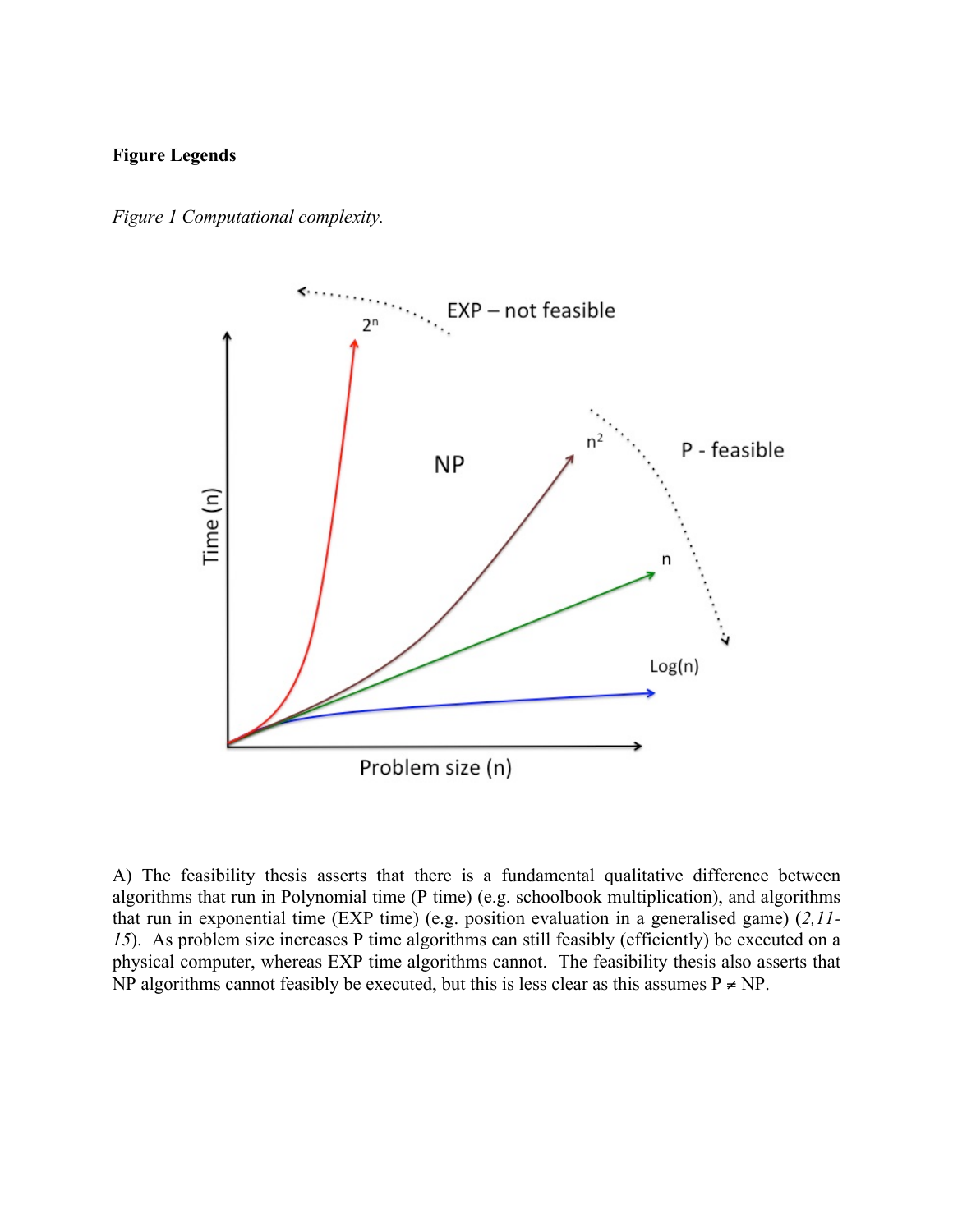**Figure Legends**

*Figure 1 Computational complexity.*

A) The feasibility thesis asserts that there is a fundamental qualitative difference between algorithms that run in Polynomial time (P time) (e.g. schoolbook multiplication), and algorithms that run in exponential time (EXP time) (e.g. position evaluation in a generalised game) (*2,11-15*). As problem size increases P time algorithms can still feasibly (efficiently) be executed on a physical computer, whereas EXP time algorithms cannot. The feasibility thesis also asserts that NP algorithms cannot feasibly be executed, but this is less clear as this assumes P ≠ NP.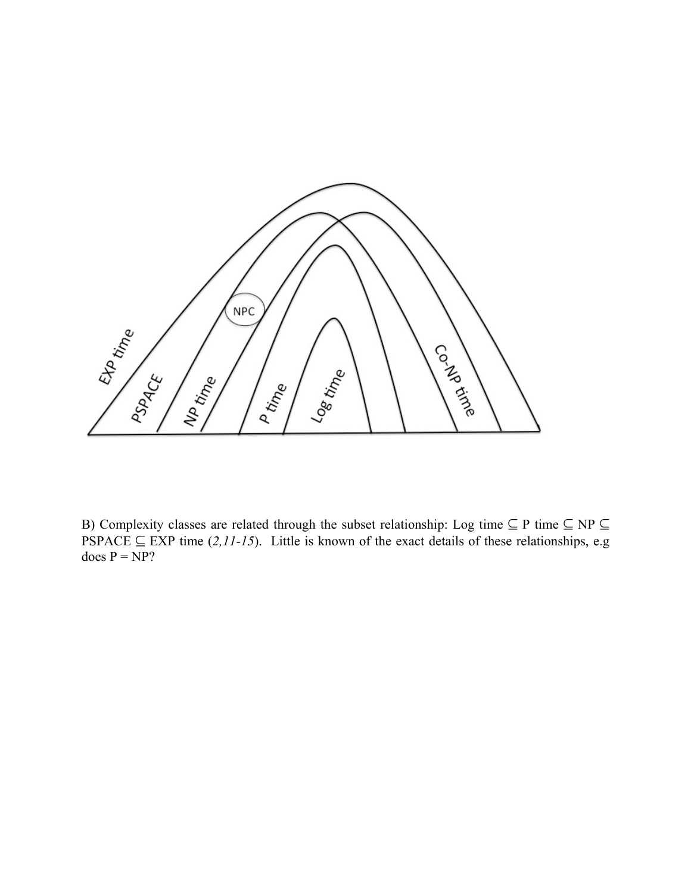B) Complexity classes are related through the subset relationship: Log time ⊆ P time ⊆ NP ⊆ PSPACE ⊆ EXP time (*2,11-15*). Little is known of the exact details of these relationships, e.g does P = NP?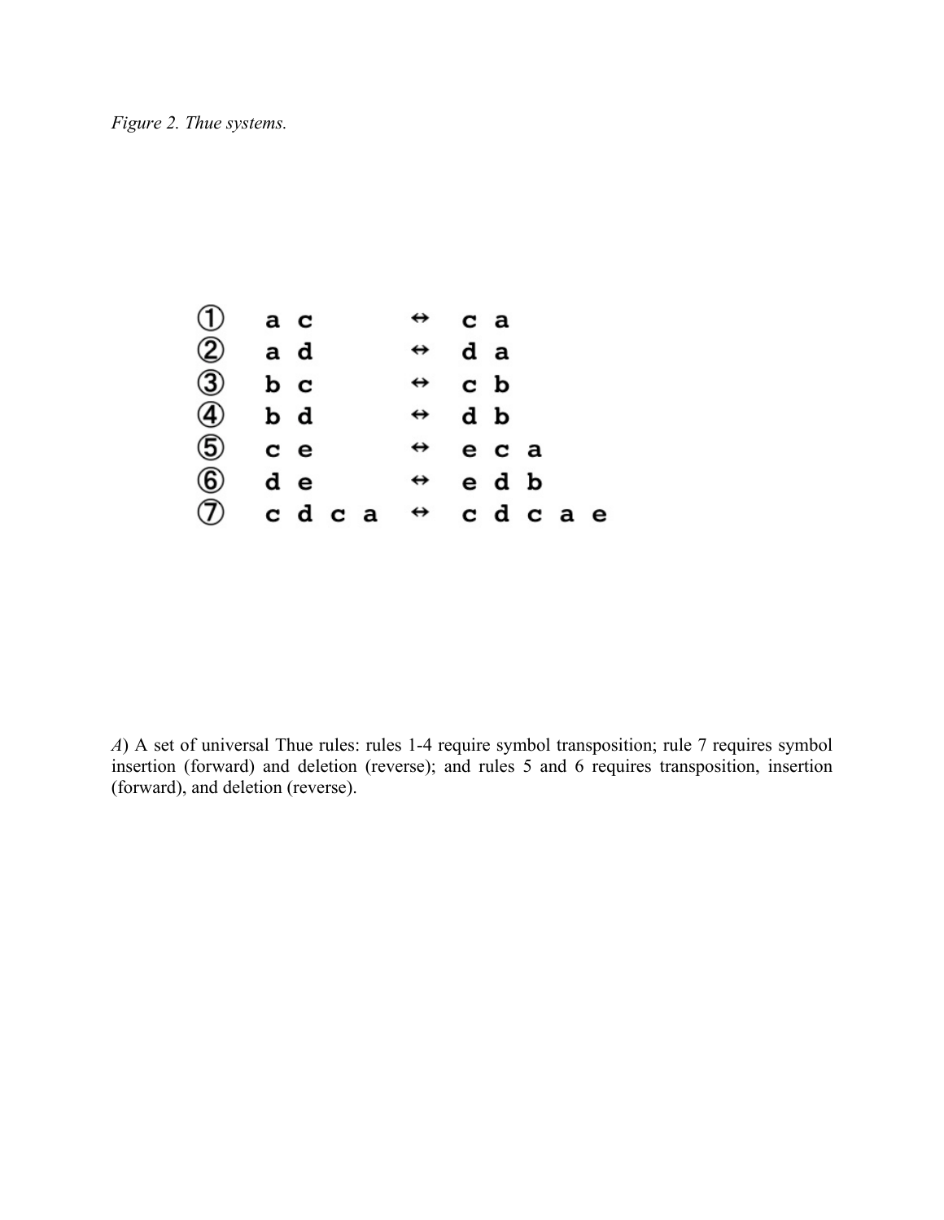*Figure 2. Thue systems.*

| | | | |
|---|---|---|---|
| ① | a c | ↔ | c a |
| ② | a d | ↔ | d a |
| ③ | b c | ↔ | c b |
| ④ | b d | ↔ | d b |
| ⑤ | c e | ↔ | e c a |
| ⑥ | d e | ↔ | e d b |
| ⑦ | c d c a | ↔ | c d c a e |

*A*) A set of universal Thue rules: rules 1-4 require symbol transposition; rule 7 requires symbol insertion (forward) and deletion (reverse); and rules 5 and 6 requires transposition, insertion (forward), and deletion (reverse).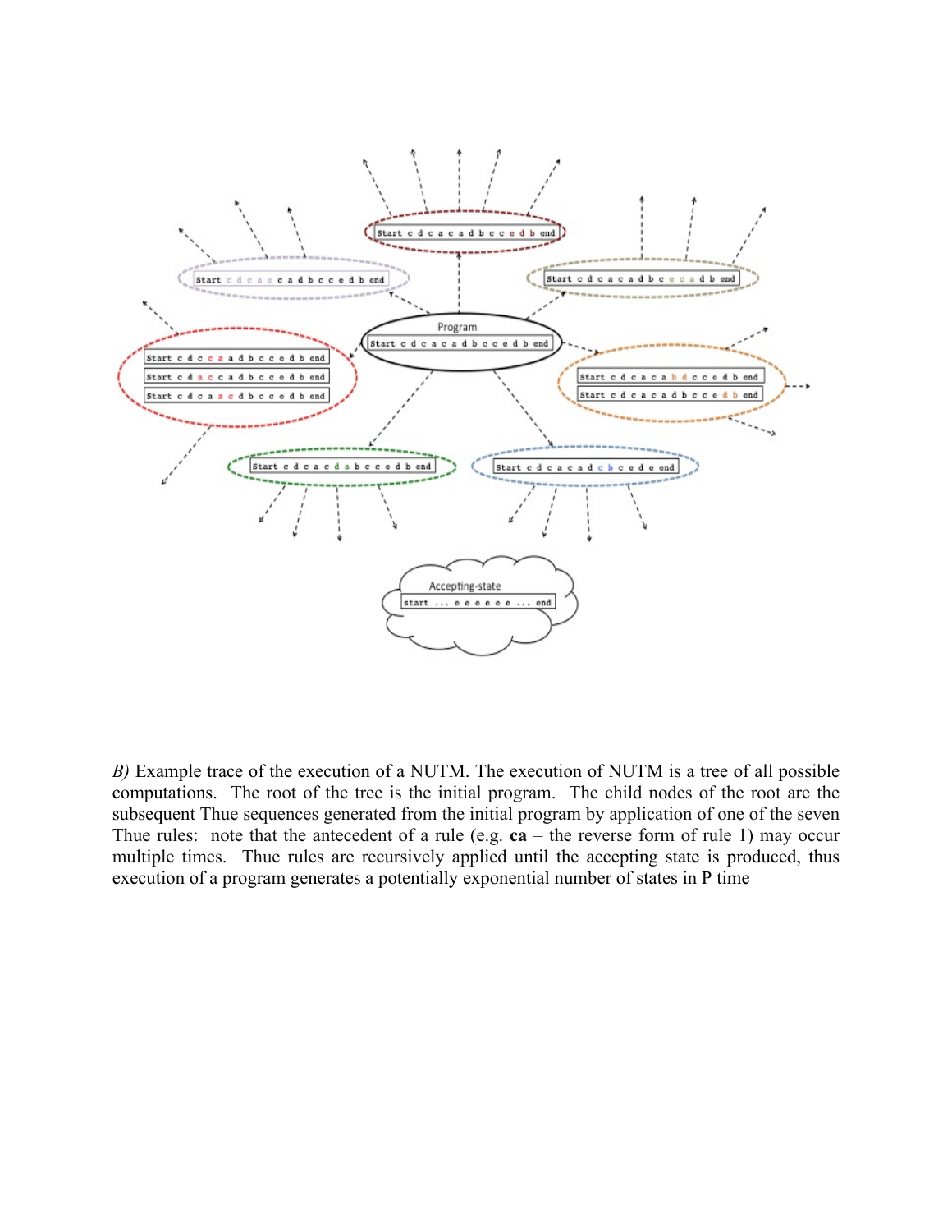*B)* Example trace of the execution of a NUTM. The execution of NUTM is a tree of all possible computations. The root of the tree is the initial program. The child nodes of the root are the subsequent Thue sequences generated from the initial program by application of one of the seven Thue rules: note that the antecedent of a rule (e.g. **ca** – the reverse form of rule 1) may occur multiple times. Thue rules are recursively applied until the accepting state is produced, thus execution of a program generates a potentially exponential number of states in P time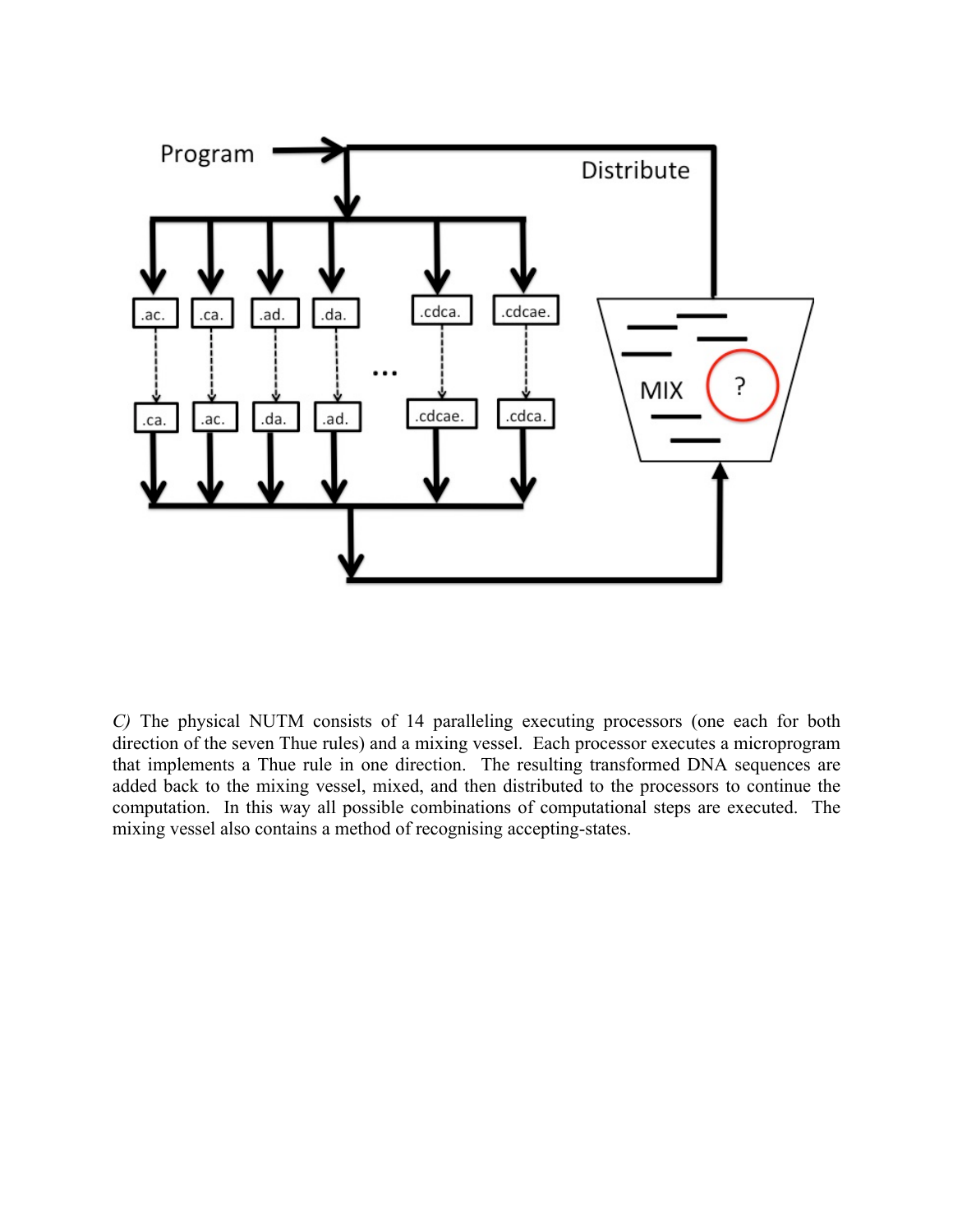*C)* The physical NUTM consists of 14 paralleling executing processors (one each for both direction of the seven Thue rules) and a mixing vessel. Each processor executes a microprogram that implements a Thue rule in one direction. The resulting transformed DNA sequences are added back to the mixing vessel, mixed, and then distributed to the processors to continue the computation. In this way all possible combinations of computational steps are executed. The mixing vessel also contains a method of recognising accepting-states.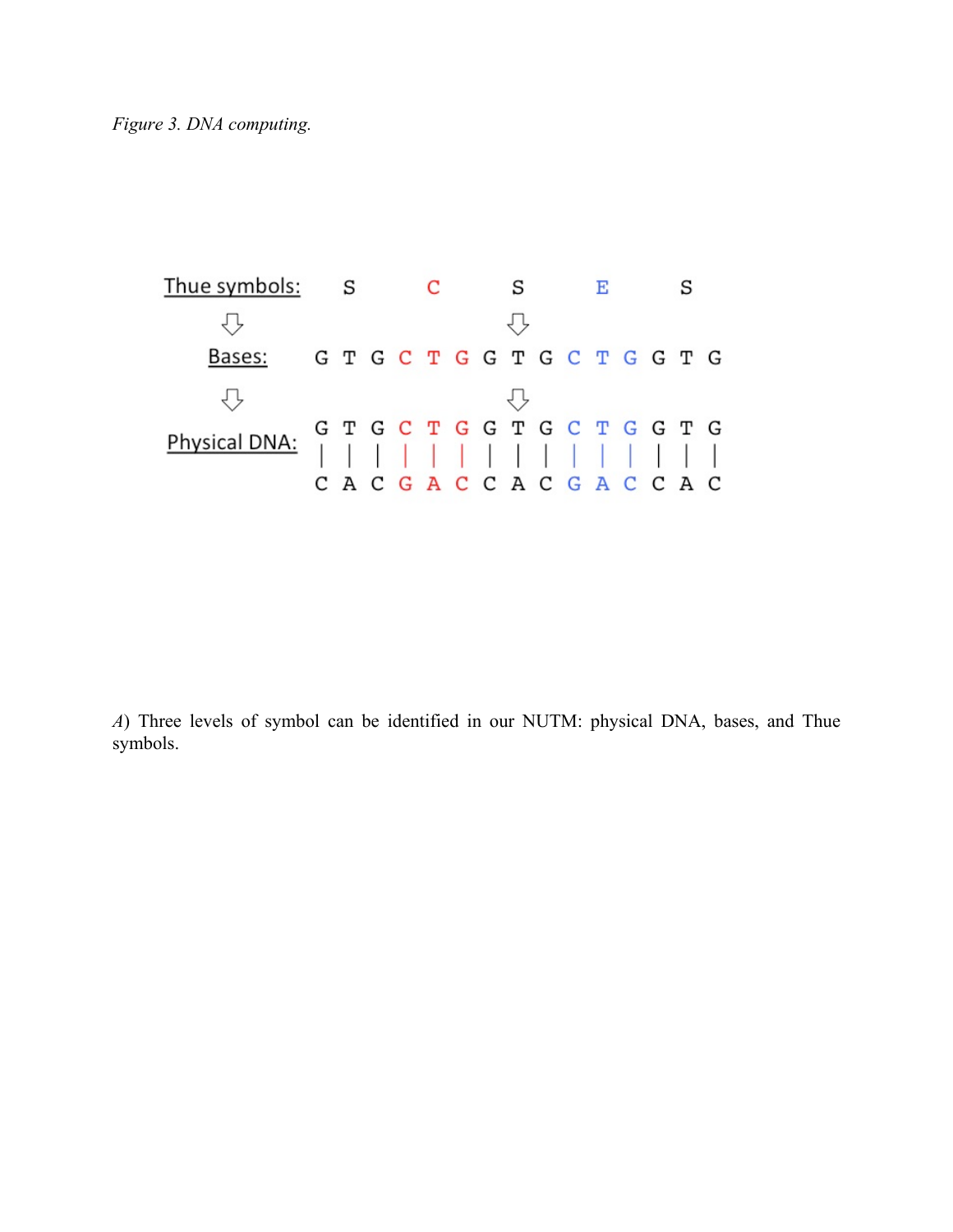*Figure 3. DNA computing.*

```
Thue symbols:     S           C           S           E           S
     ⇩                                    ⇩
    Bases:    G  T  G  C  T  G  G  T  G  C  T  G  G  T  G
     ⇩                                    ⇩
              G  T  G  C  T  G  G  T  G  C  T  G  G  T  G
Physical DNA: |  |  |  |  |  |  |  |  |  |  |  |  |  |  |
              C  A  C  G  A  C  C  A  C  G  A  C  C  A  C
```

*A*) Three levels of symbol can be identified in our NUTM: physical DNA, bases, and Thue symbols.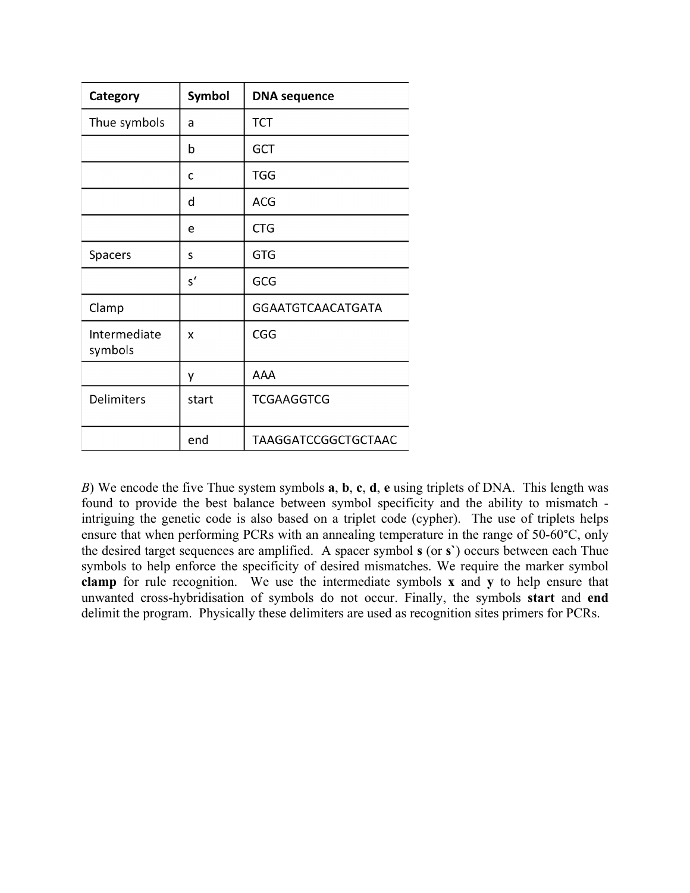| Category | Symbol | DNA sequence |
| --- | --- | --- |
| Thue symbols | a | TCT |
| | b | GCT |
| | c | TGG |
| | d | ACG |
| | e | CTG |
| Spacers | s | GTG |
| | s' | GCG |
| Clamp | | GGAATGTCAACATGATA |
| Intermediate symbols | x | CGG |
| | y | AAA |
| Delimiters | start | TCGAAGGTCG |
| | end | TAAGGATCCGGCTGCTAAC |

*B*) We encode the five Thue system symbols **a**, **b**, **c**, **d**, **e** using triplets of DNA. This length was found to provide the best balance between symbol specificity and the ability to mismatch - intriguing the genetic code is also based on a triplet code (cypher). The use of triplets helps ensure that when performing PCRs with an annealing temperature in the range of 50-60°C, only the desired target sequences are amplified. A spacer symbol **s** (or **s`**) occurs between each Thue symbols to help enforce the specificity of desired mismatches. We require the marker symbol **clamp** for rule recognition. We use the intermediate symbols **x** and **y** to help ensure that unwanted cross-hybridisation of symbols do not occur. Finally, the symbols **start** and **end** delimit the program. Physically these delimiters are used as recognition sites primers for PCRs.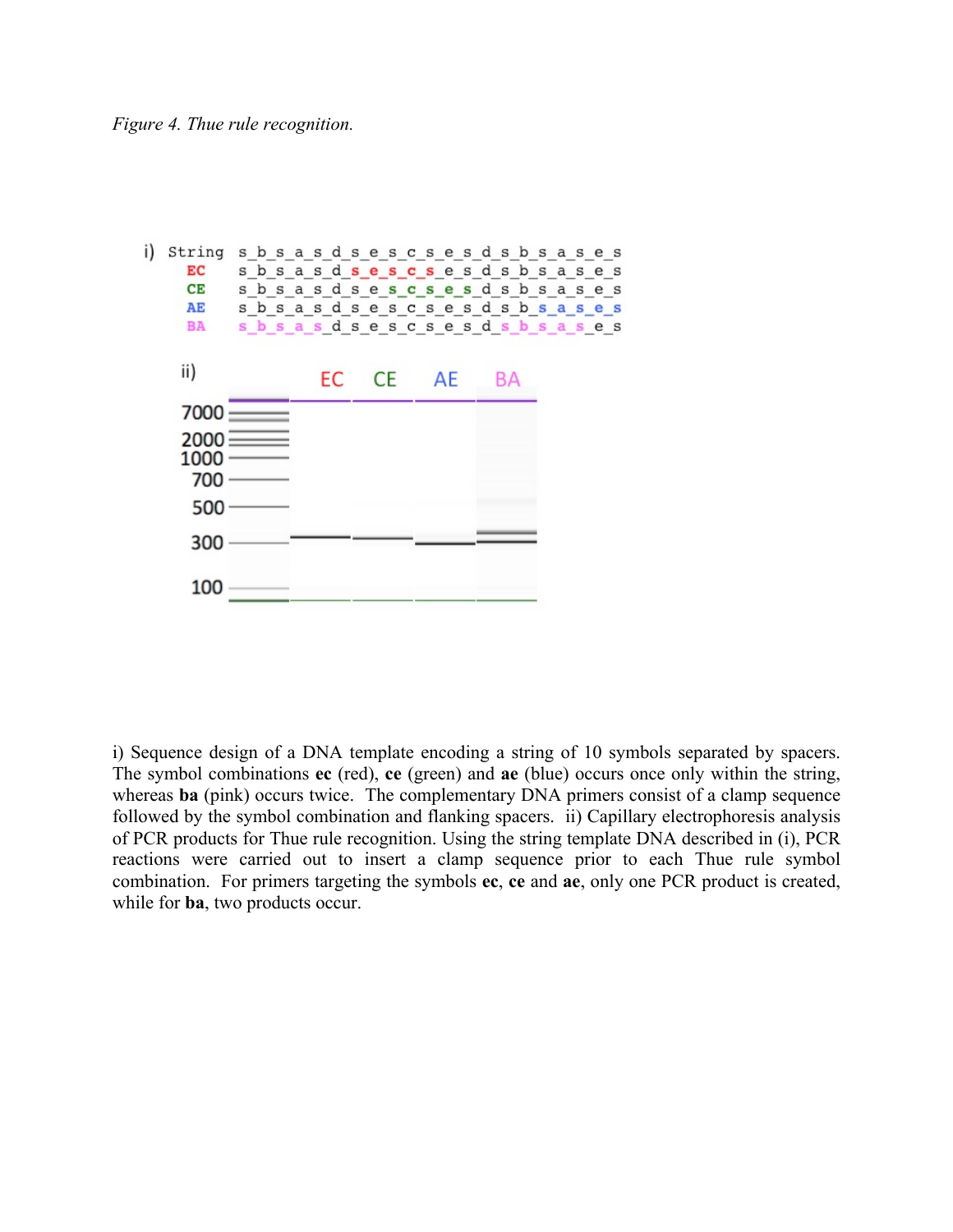*Figure 4. Thue rule recognition.*

```
i) String s_b_s_a_s_d_s_e_s_c_s_e_s_d_s_b_s_a_s_e_s
   EC     s_b_s_a_s_d_s_e_s_c_s_e_s_d_s_b_s_a_s_e_s
   CE     s_b_s_a_s_d_s_e_s_c_s_e_s_d_s_b_s_a_s_e_s
   AE     s_b_s_a_s_d_s_e_s_c_s_e_s_d_s_b_s_a_s_e_s
   BA     s_b_s_a_s_d_s_e_s_c_s_e_s_d_s_b_s_a_s_e_s
```

ii) EC CE AE BA

7000
2000
1000
700
500
300
100

i) Sequence design of a DNA template encoding a string of 10 symbols separated by spacers. The symbol combinations **ec** (red), **ce** (green) and **ae** (blue) occurs once only within the string, whereas **ba** (pink) occurs twice. The complementary DNA primers consist of a clamp sequence followed by the symbol combination and flanking spacers. ii) Capillary electrophoresis analysis of PCR products for Thue rule recognition. Using the string template DNA described in (i), PCR reactions were carried out to insert a clamp sequence prior to each Thue rule symbol combination. For primers targeting the symbols **ec**, **ce** and **ae**, only one PCR product is created, while for **ba**, two products occur.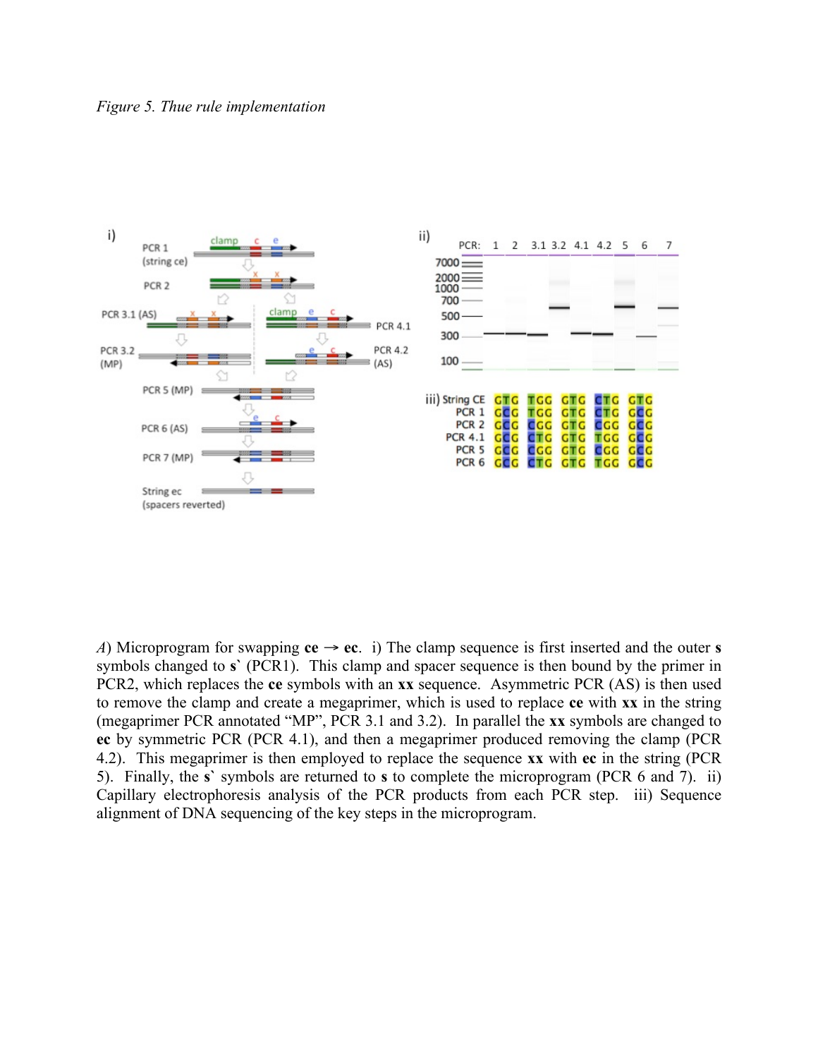*Figure 5. Thue rule implementation*

*A*) Microprogram for swapping **ce** → **ec**. i) The clamp sequence is first inserted and the outer **s** symbols changed to **s`** (PCR1). This clamp and spacer sequence is then bound by the primer in PCR2, which replaces the **ce** symbols with an **xx** sequence. Asymmetric PCR (AS) is then used to remove the clamp and create a megaprimer, which is used to replace **ce** with **xx** in the string (megaprimer PCR annotated "MP", PCR 3.1 and 3.2). In parallel the **xx** symbols are changed to **ec** by symmetric PCR (PCR 4.1), and then a megaprimer produced removing the clamp (PCR 4.2). This megaprimer is then employed to replace the sequence **xx** with **ec** in the string (PCR 5). Finally, the **s`** symbols are returned to **s** to complete the microprogram (PCR 6 and 7). ii) Capillary electrophoresis analysis of the PCR products from each PCR step. iii) Sequence alignment of DNA sequencing of the key steps in the microprogram.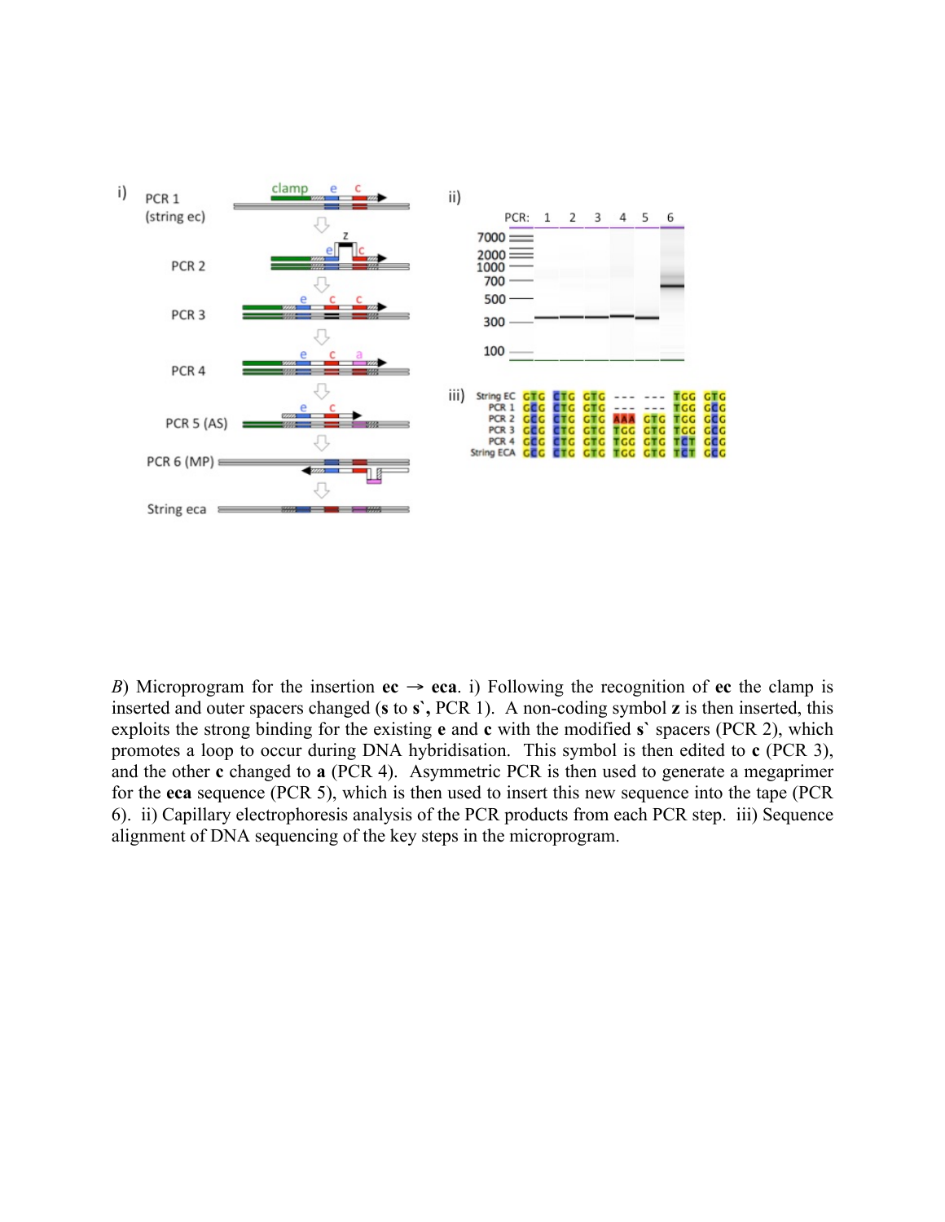*B*) Microprogram for the insertion **ec** → **eca**. i) Following the recognition of **ec** the clamp is inserted and outer spacers changed (**s** to **s`, **PCR 1). A non-coding symbol **z** is then inserted, this exploits the strong binding for the existing **e** and **c** with the modified **s`** spacers (PCR 2), which promotes a loop to occur during DNA hybridisation. This symbol is then edited to **c** (PCR 3), and the other **c** changed to **a** (PCR 4). Asymmetric PCR is then used to generate a megaprimer for the **eca** sequence (PCR 5), which is then used to insert this new sequence into the tape (PCR 6). ii) Capillary electrophoresis analysis of the PCR products from each PCR step. iii) Sequence alignment of DNA sequencing of the key steps in the microprogram.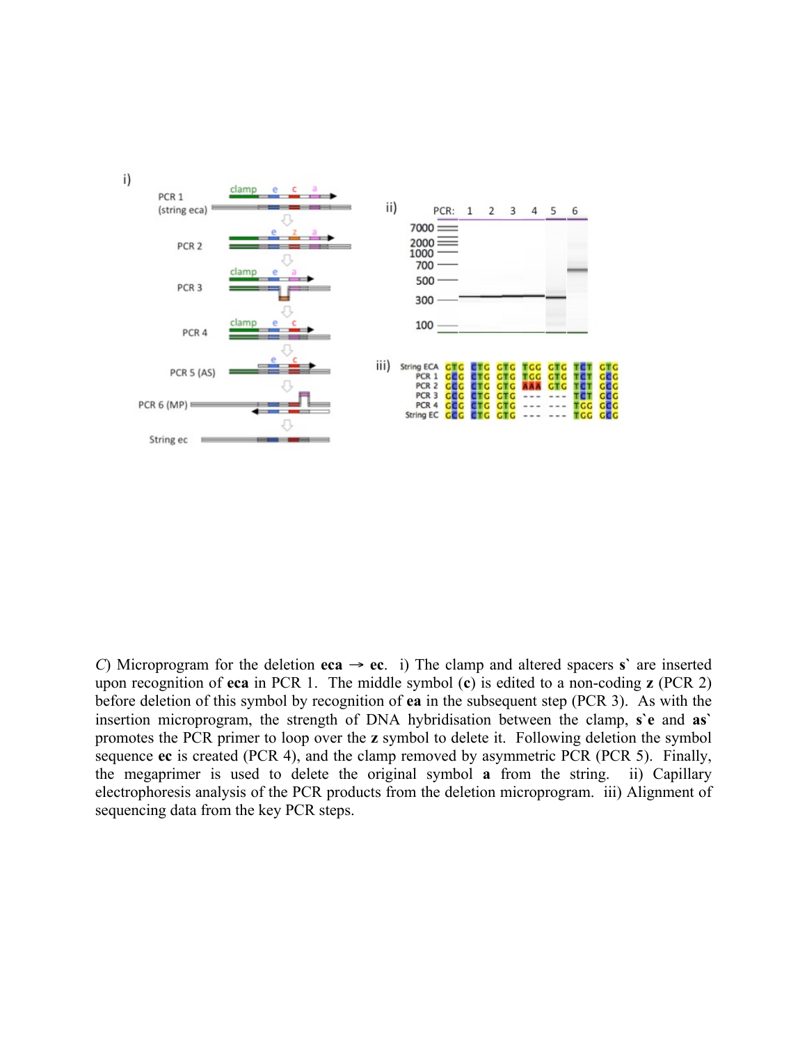i)

PCR 1 (string eca)
clamp e c a

PCR 2
e z a

PCR 3
clamp e a

PCR 4
clamp e c

PCR 5 (AS)
e c

PCR 6 (MP)

String ec

ii)

PCR: 1 2 3 4 5 6

7000
2000
1000
700
500
300
100

iii)

String ECA GTG CTG GTG TGG GTG TCT GTG
PCR 1 GCG CTG GTG TGG GTG TCT GCG
PCR 2 GCG CTG GTG AAA GTG TCT GCG
PCR 3 GCG CTG GTG --- --- TCT GCG
PCR 4 GCG CTG GTG --- --- TGG GCG
String EC GCG CTG GTG --- --- TGG GCG

*C*) Microprogram for the deletion **eca** → **ec**. i) The clamp and altered spacers **s`** are inserted upon recognition of **eca** in PCR 1. The middle symbol (**c**) is edited to a non-coding **z** (PCR 2) before deletion of this symbol by recognition of **ea** in the subsequent step (PCR 3). As with the insertion microprogram, the strength of DNA hybridisation between the clamp, **s`e** and **as`** promotes the PCR primer to loop over the **z** symbol to delete it. Following deletion the symbol sequence **ec** is created (PCR 4), and the clamp removed by asymmetric PCR (PCR 5). Finally, the megaprimer is used to delete the original symbol **a** from the string. ii) Capillary electrophoresis analysis of the PCR products from the deletion microprogram. iii) Alignment of sequencing data from the key PCR steps.